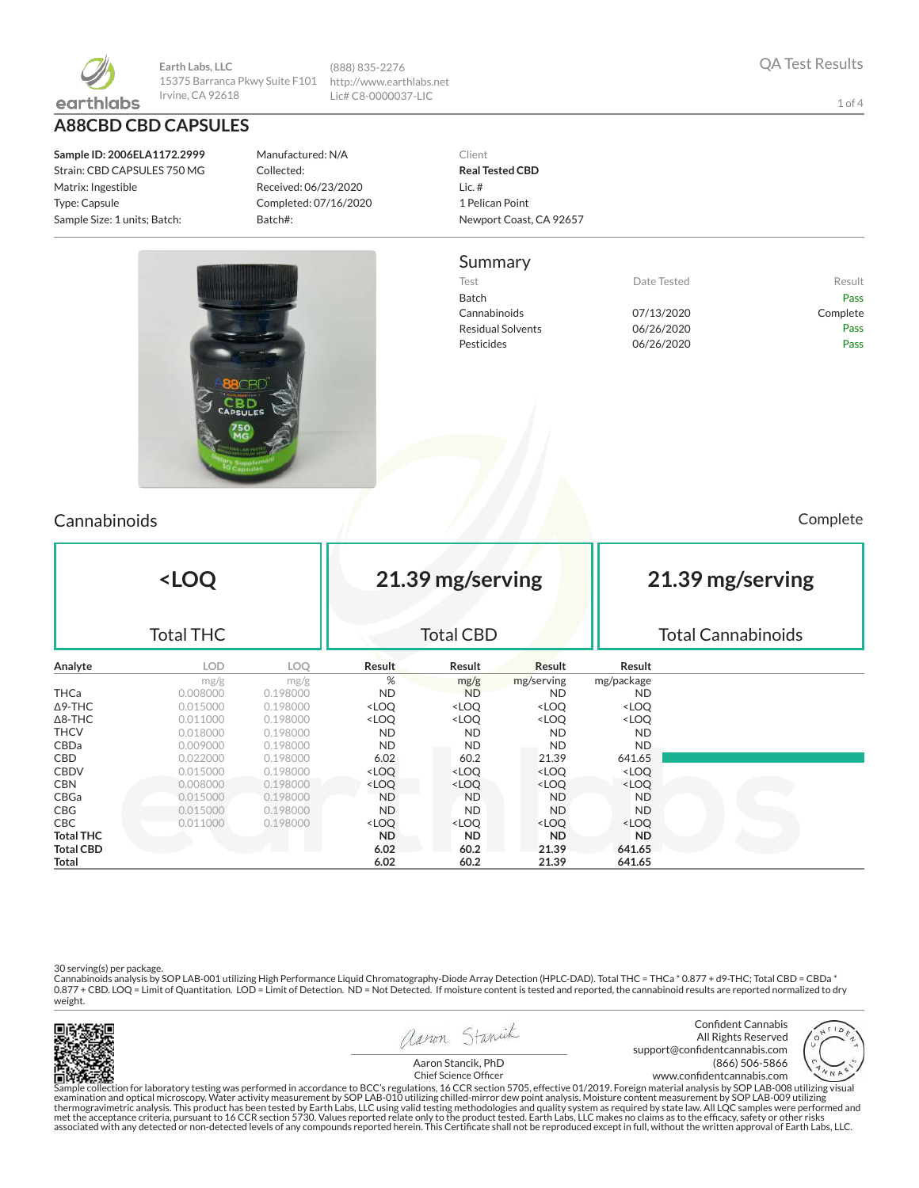Earth Labs, LLC
15375 Barranca Pkwy Suite F101
Irvine, CA 92618

(888) 835-2276
http://www.earthlabs.net
Lic# C8-0000037-LIC

QA Test Results

# A88CBD CBD CAPSULES

**Sample ID: 2006ELA1172.2999**
Strain: CBD CAPSULES 750 MG
Matrix: Ingestible
Type: Capsule
Sample Size: 1 units; Batch:

Manufactured: N/A
Collected:
Received: 06/23/2020
Completed: 07/16/2020
Batch#:

Client
**Real Tested CBD**
Lic. #
1 Pelican Point
Newport Coast, CA 92657

## Summary

| Test | Date Tested | Result |
|---|---|---|
| Batch | | Pass |
| Cannabinoids | 07/13/2020 | Complete |
| Residual Solvents | 06/26/2020 | Pass |
| Pesticides | 06/26/2020 | Pass |

## Cannabinoids

Complete

| <LOQ | 21.39 mg/serving | 21.39 mg/serving |
|---|---|---|
| Total THC | Total CBD | Total Cannabinoids |

| Analyte | LOD | LOQ | Result | Result | Result | Result |
|---|---|---|---|---|---|---|
| | mg/g | mg/g | % | mg/g | mg/serving | mg/package |
| THCa | 0.008000 | 0.198000 | ND | ND | ND | ND |
| Δ9-THC | 0.015000 | 0.198000 | <LOQ | <LOQ | <LOQ | <LOQ |
| Δ8-THC | 0.011000 | 0.198000 | <LOQ | <LOQ | <LOQ | <LOQ |
| THCV | 0.018000 | 0.198000 | ND | ND | ND | ND |
| CBDa | 0.009000 | 0.198000 | ND | ND | ND | ND |
| CBD | 0.022000 | 0.198000 | 6.02 | 60.2 | 21.39 | 641.65 |
| CBDV | 0.015000 | 0.198000 | <LOQ | <LOQ | <LOQ | <LOQ |
| CBN | 0.008000 | 0.198000 | <LOQ | <LOQ | <LOQ | <LOQ |
| CBGa | 0.015000 | 0.198000 | ND | ND | ND | ND |
| CBG | 0.015000 | 0.198000 | ND | ND | ND | ND |
| CBC | 0.011000 | 0.198000 | <LOQ | <LOQ | <LOQ | <LOQ |
| **Total THC** | | | **ND** | **ND** | **ND** | **ND** |
| **Total CBD** | | | **6.02** | **60.2** | **21.39** | **641.65** |
| **Total** | | | **6.02** | **60.2** | **21.39** | **641.65** |

30 serving(s) per package.
Cannabinoids analysis by SOP LAB-001 utilizing High Performance Liquid Chromatography-Diode Array Detection (HPLC-DAD). Total THC = THCa * 0.877 + d9-THC; Total CBD = CBDa * 0.877 + CBD. LOQ = Limit of Quantitation. LOD = Limit of Detection. ND = Not Detected. If moisture content is tested and reported, the cannabinoid results are reported normalized to dry weight.

Aaron Stancik, PhD
Chief Science Officer

Confident Cannabis
All Rights Reserved
support@confidentcannabis.com
(866) 506-5866
www.confidentcannabis.com

Sample collection for laboratory testing was performed in accordance to BCC's regulations, 16 CCR section 5705, effective 01/2019. Foreign material analysis by SOP LAB-008 utilizing visual examination and optical microscopy. Water activity measurement by SOP LAB-010 utilizing chilled-mirror dew point analysis. Moisture content measurement by SOP LAB-009 utilizing thermogravimetric analysis. This product has been tested by Earth Labs, LLC using valid testing methodologies and quality system as required by state law. All LQC samples were performed and met the acceptance criteria, pursuant to 16 CCR section 5730. Values reported relate only to the product tested. Earth Labs, LLC makes no claims as to the efficacy, safety or other risks associated with any detected or non-detected levels of any compounds reported herein. This Certificate shall not be reproduced except in full, without the written approval of Earth Labs, LLC.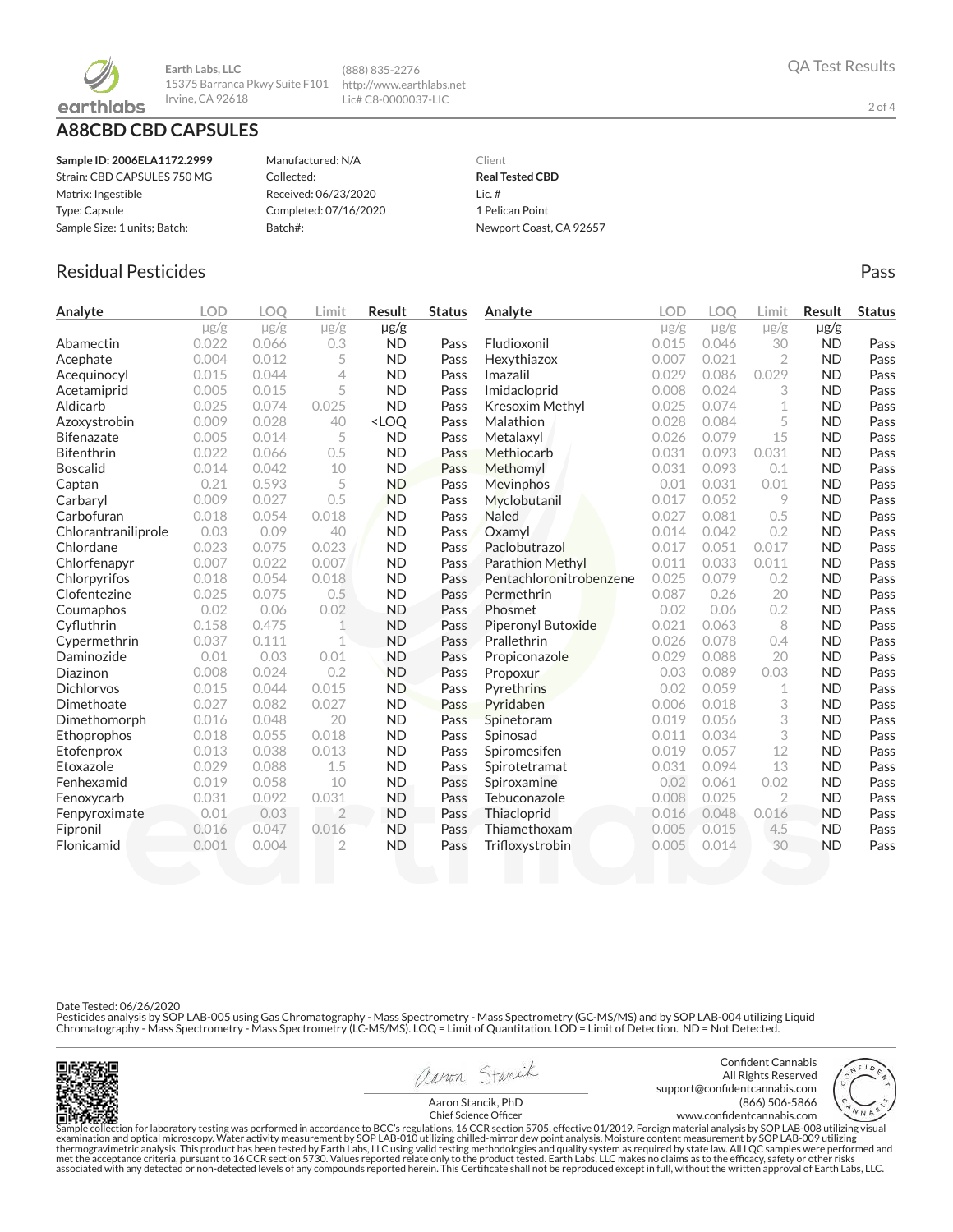Earth Labs, LLC
15375 Barranca Pkwy Suite F101
Irvine, CA 92618

(888) 835-2276
http://www.earthlabs.net
Lic# C8-0000037-LIC

QA Test Results

# A88CBD CBD CAPSULES

| | | |
|---|---|---|
| **Sample ID: 2006ELA1172.2999** | Manufactured: N/A | Client |
| Strain: CBD CAPSULES 750 MG | Collected: | **Real Tested CBD** |
| Matrix: Ingestible | Received: 06/23/2020 | Lic. # |
| Type: Capsule | Completed: 07/16/2020 | 1 Pelican Point |
| Sample Size: 1 units; Batch: | Batch#: | Newport Coast, CA 92657 |

## Residual Pesticides

Pass

| Analyte | LOD | LOQ | Limit | Result | Status |
|---|---|---|---|---|---|
| | μg/g | μg/g | μg/g | μg/g | |
| Abamectin | 0.022 | 0.066 | 0.3 | ND | Pass |
| Acephate | 0.004 | 0.012 | 5 | ND | Pass |
| Acequinocyl | 0.015 | 0.044 | 4 | ND | Pass |
| Acetamiprid | 0.005 | 0.015 | 5 | ND | Pass |
| Aldicarb | 0.025 | 0.074 | 0.025 | ND | Pass |
| Azoxystrobin | 0.009 | 0.028 | 40 | <LOQ | Pass |
| Bifenazate | 0.005 | 0.014 | 5 | ND | Pass |
| Bifenthrin | 0.022 | 0.066 | 0.5 | ND | Pass |
| Boscalid | 0.014 | 0.042 | 10 | ND | Pass |
| Captan | 0.21 | 0.593 | 5 | ND | Pass |
| Carbaryl | 0.009 | 0.027 | 0.5 | ND | Pass |
| Carbofuran | 0.018 | 0.054 | 0.018 | ND | Pass |
| Chlorantraniliprole | 0.03 | 0.09 | 40 | ND | Pass |
| Chlordane | 0.023 | 0.075 | 0.023 | ND | Pass |
| Chlorfenapyr | 0.007 | 0.022 | 0.007 | ND | Pass |
| Chlorpyrifos | 0.018 | 0.054 | 0.018 | ND | Pass |
| Clofentezine | 0.025 | 0.075 | 0.5 | ND | Pass |
| Coumaphos | 0.02 | 0.06 | 0.02 | ND | Pass |
| Cyfluthrin | 0.158 | 0.475 | 1 | ND | Pass |
| Cypermethrin | 0.037 | 0.111 | 1 | ND | Pass |
| Daminozide | 0.01 | 0.03 | 0.01 | ND | Pass |
| Diazinon | 0.008 | 0.024 | 0.2 | ND | Pass |
| Dichlorvos | 0.015 | 0.044 | 0.015 | ND | Pass |
| Dimethoate | 0.027 | 0.082 | 0.027 | ND | Pass |
| Dimethomorph | 0.016 | 0.048 | 20 | ND | Pass |
| Ethoprophos | 0.018 | 0.055 | 0.018 | ND | Pass |
| Etofenprox | 0.013 | 0.038 | 0.013 | ND | Pass |
| Etoxazole | 0.029 | 0.088 | 1.5 | ND | Pass |
| Fenhexamid | 0.019 | 0.058 | 10 | ND | Pass |
| Fenoxycarb | 0.031 | 0.092 | 0.031 | ND | Pass |
| Fenpyroximate | 0.01 | 0.03 | 2 | ND | Pass |
| Fipronil | 0.016 | 0.047 | 0.016 | ND | Pass |
| Flonicamid | 0.001 | 0.004 | 2 | ND | Pass |
| Fludioxonil | 0.015 | 0.046 | 30 | ND | Pass |
| Hexythiazox | 0.007 | 0.021 | 2 | ND | Pass |
| Imazalil | 0.029 | 0.086 | 0.029 | ND | Pass |
| Imidacloprid | 0.008 | 0.024 | 3 | ND | Pass |
| Kresoxim Methyl | 0.025 | 0.074 | 1 | ND | Pass |
| Malathion | 0.028 | 0.084 | 5 | ND | Pass |
| Metalaxyl | 0.026 | 0.079 | 15 | ND | Pass |
| Methiocarb | 0.031 | 0.093 | 0.031 | ND | Pass |
| Methomyl | 0.031 | 0.093 | 0.1 | ND | Pass |
| Mevinphos | 0.01 | 0.031 | 0.01 | ND | Pass |
| Myclobutanil | 0.017 | 0.052 | 9 | ND | Pass |
| Naled | 0.027 | 0.081 | 0.5 | ND | Pass |
| Oxamyl | 0.014 | 0.042 | 0.2 | ND | Pass |
| Paclobutrazol | 0.017 | 0.051 | 0.017 | ND | Pass |
| Parathion Methyl | 0.011 | 0.033 | 0.011 | ND | Pass |
| Pentachloronitrobenzene | 0.025 | 0.079 | 0.2 | ND | Pass |
| Permethrin | 0.087 | 0.26 | 20 | ND | Pass |
| Phosmet | 0.02 | 0.06 | 0.2 | ND | Pass |
| Piperonyl Butoxide | 0.021 | 0.063 | 8 | ND | Pass |
| Prallethrin | 0.026 | 0.078 | 0.4 | ND | Pass |
| Propiconazole | 0.029 | 0.088 | 20 | ND | Pass |
| Propoxur | 0.03 | 0.089 | 0.03 | ND | Pass |
| Pyrethrins | 0.02 | 0.059 | 1 | ND | Pass |
| Pyridaben | 0.006 | 0.018 | 3 | ND | Pass |
| Spinetoram | 0.019 | 0.056 | 3 | ND | Pass |
| Spinosad | 0.011 | 0.034 | 3 | ND | Pass |
| Spiromesifen | 0.019 | 0.057 | 12 | ND | Pass |
| Spirotetramat | 0.031 | 0.094 | 13 | ND | Pass |
| Spiroxamine | 0.02 | 0.061 | 0.02 | ND | Pass |
| Tebuconazole | 0.008 | 0.025 | 2 | ND | Pass |
| Thiacloprid | 0.016 | 0.048 | 0.016 | ND | Pass |
| Thiamethoxam | 0.005 | 0.015 | 4.5 | ND | Pass |
| Trifloxystrobin | 0.005 | 0.014 | 30 | ND | Pass |

Date Tested: 06/26/2020
Pesticides analysis by SOP LAB-005 using Gas Chromatography - Mass Spectrometry - Mass Spectrometry (GC-MS/MS) and by SOP LAB-004 utilizing Liquid Chromatography - Mass Spectrometry - Mass Spectrometry (LC-MS/MS). LOQ = Limit of Quantitation. LOD = Limit of Detection. ND = Not Detected.

Aaron Stancik, PhD
Chief Science Officer

Confident Cannabis
All Rights Reserved
support@confidentcannabis.com
(866) 506-5866
www.confidentcannabis.com

Sample collection for laboratory testing was performed in accordance to BCC's regulations, 16 CCR section 5705, effective 01/2019. Foreign material analysis by SOP LAB-008 utilizing visual examination and optical microscopy. Water activity measurement by SOP LAB-010 utilizing chilled-mirror dew point analysis. Moisture content measurement by SOP LAB-009 utilizing thermogravimetric analysis. This product has been tested by Earth Labs, LLC using valid testing methodologies and quality system as required by state law. All LQC samples were performed and met the acceptance criteria, pursuant to 16 CCR section 5730. Values reported relate only to the product tested. Earth Labs, LLC makes no claims as to the efficacy, safety or other risks associated with any detected or non-detected levels of any compounds reported herein. This Certificate shall not be reproduced except in full, without the written approval of Earth Labs, LLC.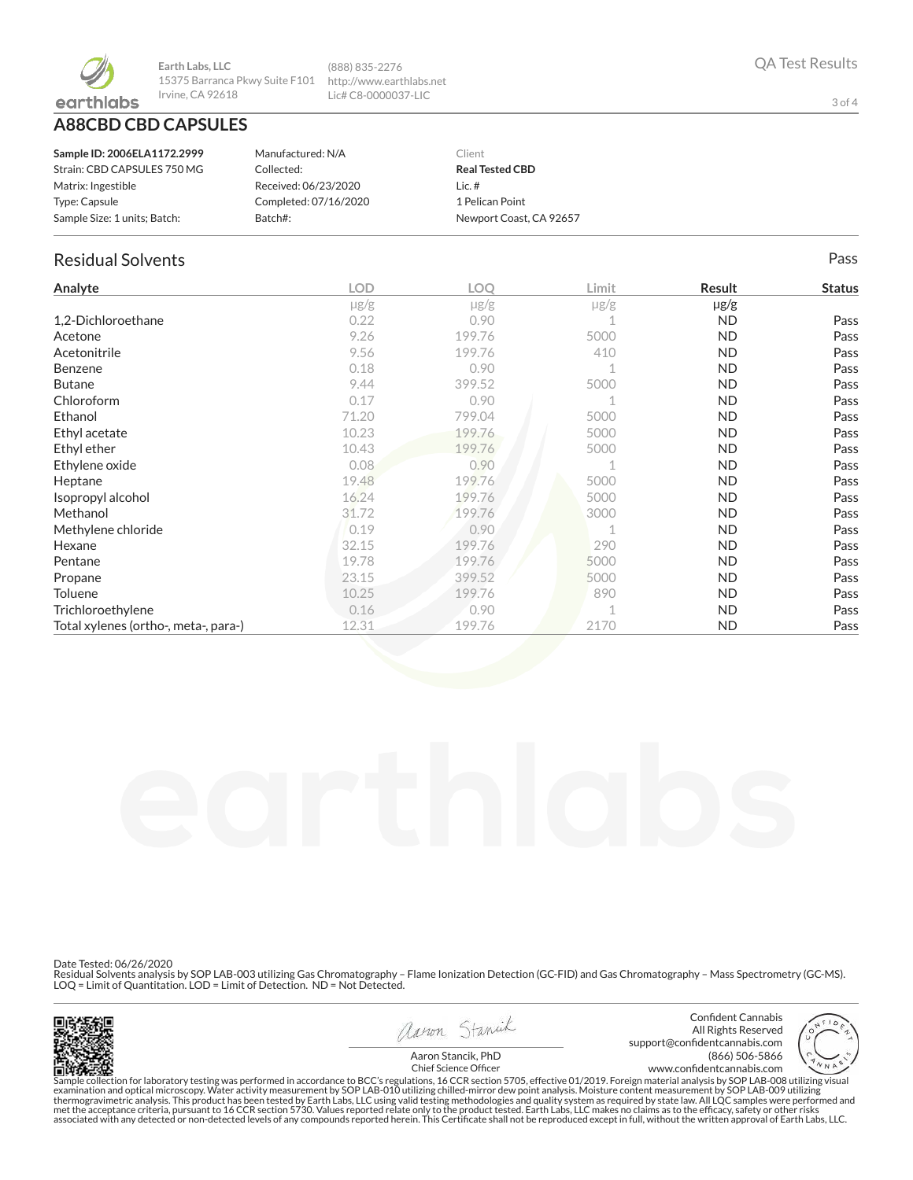**Earth Labs, LLC**
15375 Barranca Pkwy Suite F101
Irvine, CA 92618

(888) 835-2276
http://www.earthlabs.net
Lic# C8-0000037-LIC

QA Test Results

# A88CBD CBD CAPSULES

**Sample ID: 2006ELA1172.2999**
Strain: CBD CAPSULES 750 MG
Matrix: Ingestible
Type: Capsule
Sample Size: 1 units; Batch:

Manufactured: N/A
Collected:
Received: 06/23/2020
Completed: 07/16/2020
Batch#:

Client
**Real Tested CBD**
Lic. #
1 Pelican Point
Newport Coast, CA 92657

## Residual Solvents

Pass

| Analyte | LOD | LOQ | Limit | Result | Status |
|---|---|---|---|---|---|
| | μg/g | μg/g | μg/g | μg/g | |
| 1,2-Dichloroethane | 0.22 | 0.90 | 1 | ND | Pass |
| Acetone | 9.26 | 199.76 | 5000 | ND | Pass |
| Acetonitrile | 9.56 | 199.76 | 410 | ND | Pass |
| Benzene | 0.18 | 0.90 | 1 | ND | Pass |
| Butane | 9.44 | 399.52 | 5000 | ND | Pass |
| Chloroform | 0.17 | 0.90 | 1 | ND | Pass |
| Ethanol | 71.20 | 799.04 | 5000 | ND | Pass |
| Ethyl acetate | 10.23 | 199.76 | 5000 | ND | Pass |
| Ethyl ether | 10.43 | 199.76 | 5000 | ND | Pass |
| Ethylene oxide | 0.08 | 0.90 | 1 | ND | Pass |
| Heptane | 19.48 | 199.76 | 5000 | ND | Pass |
| Isopropyl alcohol | 16.24 | 199.76 | 5000 | ND | Pass |
| Methanol | 31.72 | 199.76 | 3000 | ND | Pass |
| Methylene chloride | 0.19 | 0.90 | 1 | ND | Pass |
| Hexane | 32.15 | 199.76 | 290 | ND | Pass |
| Pentane | 19.78 | 199.76 | 5000 | ND | Pass |
| Propane | 23.15 | 399.52 | 5000 | ND | Pass |
| Toluene | 10.25 | 199.76 | 890 | ND | Pass |
| Trichloroethylene | 0.16 | 0.90 | 1 | ND | Pass |
| Total xylenes (ortho-, meta-, para-) | 12.31 | 199.76 | 2170 | ND | Pass |

Date Tested: 06/26/2020
Residual Solvents analysis by SOP LAB-003 utilizing Gas Chromatography – Flame Ionization Detection (GC-FID) and Gas Chromatography – Mass Spectrometry (GC-MS).
LOQ = Limit of Quantitation. LOD = Limit of Detection. ND = Not Detected.

Aaron Stancik, PhD
Chief Science Officer

Confident Cannabis
All Rights Reserved
support@confidentcannabis.com
(866) 506-5866
www.confidentcannabis.com

Sample collection for laboratory testing was performed in accordance to BCC's regulations, 16 CCR section 5705, effective 01/2019. Foreign material analysis by SOP LAB-008 utilizing visual examination and optical microscopy. Water activity measurement by SOP LAB-010 utilizing chilled-mirror dew point analysis. Moisture content measurement by SOP LAB-009 utilizing thermogravimetric analysis. This product has been tested by Earth Labs, LLC using valid testing methodologies and quality system as required by state law. All LQC samples were performed and met the acceptance criteria, pursuant to 16 CCR section 5730. Values reported relate only to the product tested. Earth Labs, LLC makes no claims as to the efficacy, safety or other risks associated with any detected or non-detected levels of any compounds reported herein. This Certificate shall not be reproduced except in full, without the written approval of Earth Labs, LLC.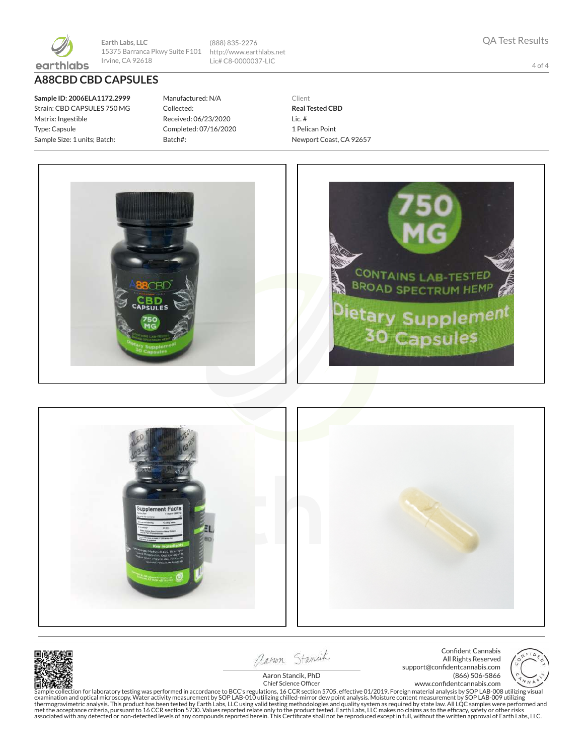Earth Labs, LLC
15375 Barranca Pkwy Suite F101
Irvine, CA 92618

(888) 835-2276
http://www.earthlabs.net
Lic# C8-0000037-LIC

QA Test Results

# A88CBD CBD CAPSULES

**Sample ID: 2006ELA1172.2999**
Strain: CBD CAPSULES 750 MG
Matrix: Ingestible
Type: Capsule
Sample Size: 1 units; Batch:

Manufactured: N/A
Collected:
Received: 06/23/2020
Completed: 07/16/2020
Batch#:

Client
**Real Tested CBD**
Lic. #
1 Pelican Point
Newport Coast, CA 92657

Aaron Stancik, PhD
Chief Science Officer

Confident Cannabis
All Rights Reserved
support@confidentcannabis.com
(866) 506-5866
www.confidentcannabis.com

Sample collection for laboratory testing was performed in accordance to BCC's regulations, 16 CCR section 5705, effective 01/2019. Foreign material analysis by SOP LAB-008 utilizing visual examination and optical microscopy. Water activity measurement by SOP LAB-010 utilizing chilled-mirror dew point analysis. Moisture content measurement by SOP LAB-009 utilizing thermogravimetric analysis. This product has been tested by Earth Labs, LLC using valid testing methodologies and quality system as required by state law. All LQC samples were performed and met the acceptance criteria, pursuant to 16 CCR section 5730. Values reported relate only to the product tested. Earth Labs, LLC makes no claims as to the efficacy, safety or other risks associated with any detected or non-detected levels of any compounds reported herein. This Certificate shall not be reproduced except in full, without the written approval of Earth Labs, LLC.